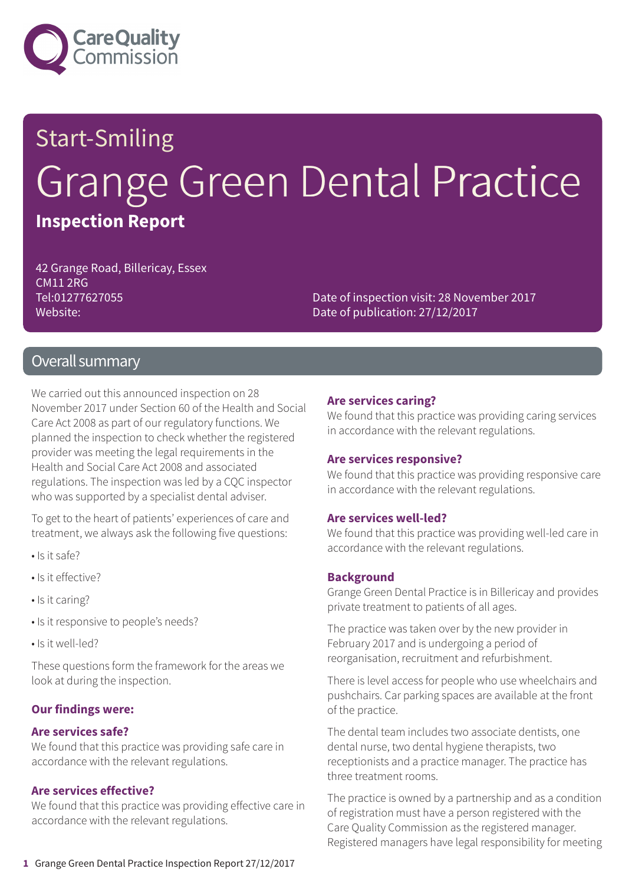# Start-Smiling

# Grange Green Dental Practice

**Inspection Report**

42 Grange Road, Billericay, Essex
CM11 2RG
Tel:01277627055
Website:

Date of inspection visit: 28 November 2017
Date of publication: 27/12/2017

## Overall summary

We carried out this announced inspection on 28 November 2017 under Section 60 of the Health and Social Care Act 2008 as part of our regulatory functions. We planned the inspection to check whether the registered provider was meeting the legal requirements in the Health and Social Care Act 2008 and associated regulations. The inspection was led by a CQC inspector who was supported by a specialist dental adviser.

To get to the heart of patients' experiences of care and treatment, we always ask the following five questions:

- Is it safe?
- Is it effective?
- Is it caring?
- Is it responsive to people's needs?
- Is it well-led?

These questions form the framework for the areas we look at during the inspection.

### Our findings were:

#### Are services safe?

We found that this practice was providing safe care in accordance with the relevant regulations.

#### Are services effective?

We found that this practice was providing effective care in accordance with the relevant regulations.

#### Are services caring?

We found that this practice was providing caring services in accordance with the relevant regulations.

#### Are services responsive?

We found that this practice was providing responsive care in accordance with the relevant regulations.

#### Are services well-led?

We found that this practice was providing well-led care in accordance with the relevant regulations.

#### Background

Grange Green Dental Practice is in Billericay and provides private treatment to patients of all ages.

The practice was taken over by the new provider in February 2017 and is undergoing a period of reorganisation, recruitment and refurbishment.

There is level access for people who use wheelchairs and pushchairs. Car parking spaces are available at the front of the practice.

The dental team includes two associate dentists, one dental nurse, two dental hygiene therapists, two receptionists and a practice manager. The practice has three treatment rooms.

The practice is owned by a partnership and as a condition of registration must have a person registered with the Care Quality Commission as the registered manager. Registered managers have legal responsibility for meeting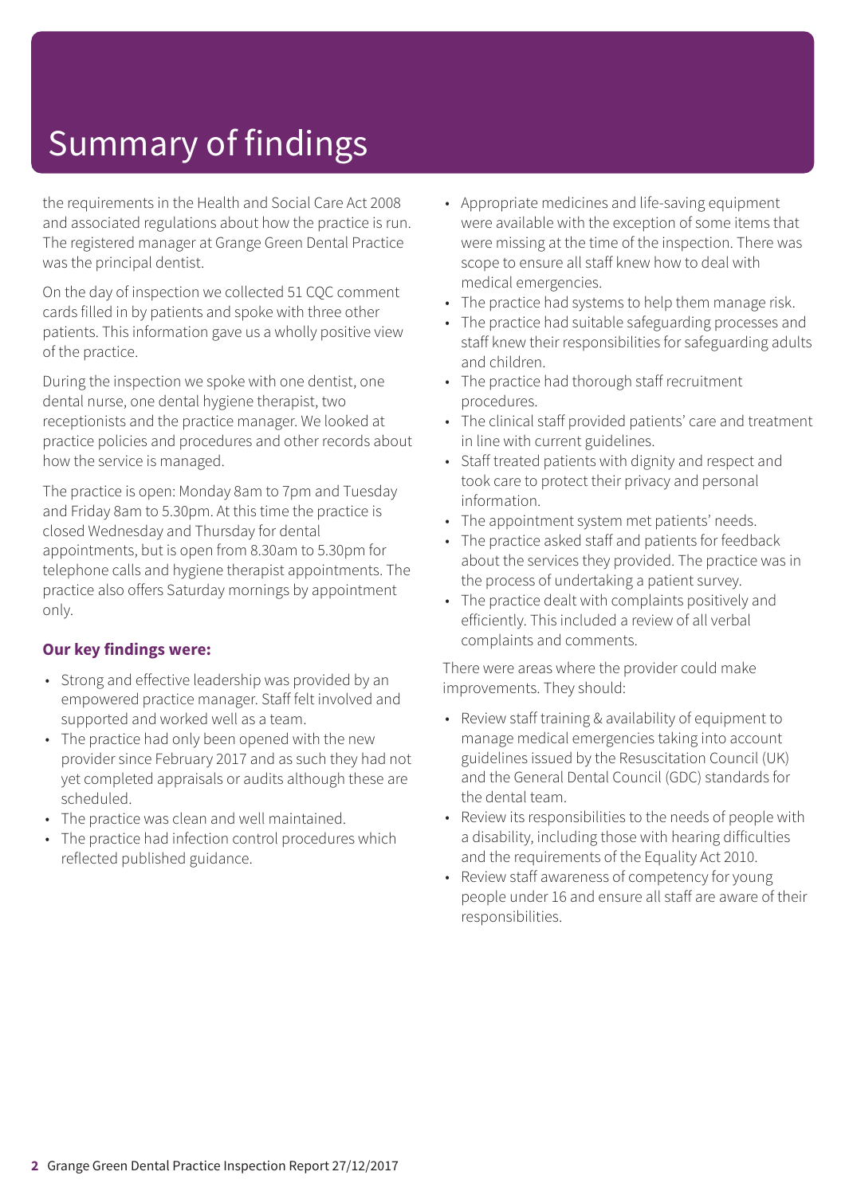# Summary of findings

the requirements in the Health and Social Care Act 2008 and associated regulations about how the practice is run. The registered manager at Grange Green Dental Practice was the principal dentist.

On the day of inspection we collected 51 CQC comment cards filled in by patients and spoke with three other patients. This information gave us a wholly positive view of the practice.

During the inspection we spoke with one dentist, one dental nurse, one dental hygiene therapist, two receptionists and the practice manager. We looked at practice policies and procedures and other records about how the service is managed.

The practice is open: Monday 8am to 7pm and Tuesday and Friday 8am to 5.30pm. At this time the practice is closed Wednesday and Thursday for dental appointments, but is open from 8.30am to 5.30pm for telephone calls and hygiene therapist appointments. The practice also offers Saturday mornings by appointment only.

**Our key findings were:**

- Strong and effective leadership was provided by an empowered practice manager. Staff felt involved and supported and worked well as a team.
- The practice had only been opened with the new provider since February 2017 and as such they had not yet completed appraisals or audits although these are scheduled.
- The practice was clean and well maintained.
- The practice had infection control procedures which reflected published guidance.
- Appropriate medicines and life-saving equipment were available with the exception of some items that were missing at the time of the inspection. There was scope to ensure all staff knew how to deal with medical emergencies.
- The practice had systems to help them manage risk.
- The practice had suitable safeguarding processes and staff knew their responsibilities for safeguarding adults and children.
- The practice had thorough staff recruitment procedures.
- The clinical staff provided patients' care and treatment in line with current guidelines.
- Staff treated patients with dignity and respect and took care to protect their privacy and personal information.
- The appointment system met patients' needs.
- The practice asked staff and patients for feedback about the services they provided. The practice was in the process of undertaking a patient survey.
- The practice dealt with complaints positively and efficiently. This included a review of all verbal complaints and comments.

There were areas where the provider could make improvements. They should:

- Review staff training & availability of equipment to manage medical emergencies taking into account guidelines issued by the Resuscitation Council (UK) and the General Dental Council (GDC) standards for the dental team.
- Review its responsibilities to the needs of people with a disability, including those with hearing difficulties and the requirements of the Equality Act 2010.
- Review staff awareness of competency for young people under 16 and ensure all staff are aware of their responsibilities.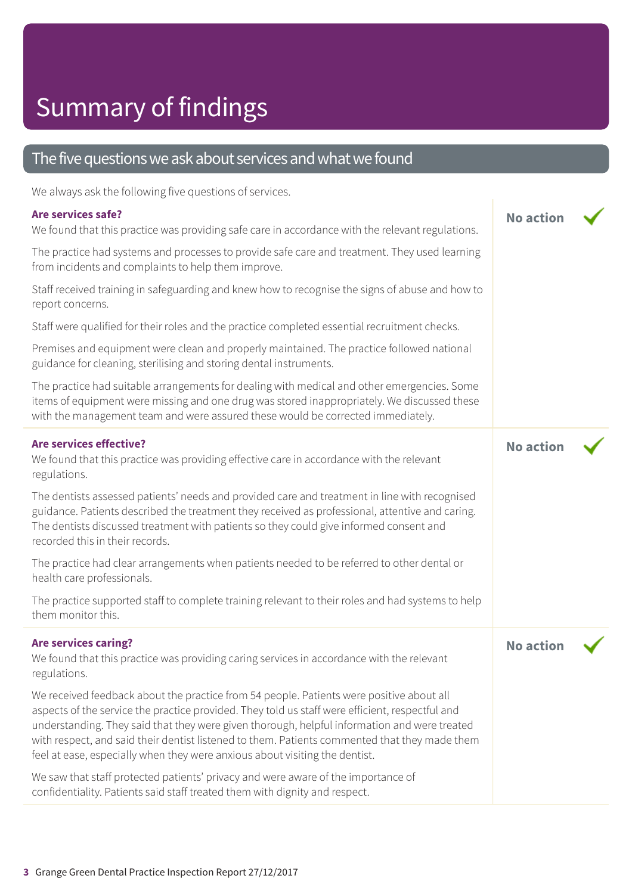# Summary of findings

## The five questions we ask about services and what we found

We always ask the following five questions of services.

### Are services safe?

**No action** ✓

We found that this practice was providing safe care in accordance with the relevant regulations.

The practice had systems and processes to provide safe care and treatment. They used learning from incidents and complaints to help them improve.

Staff received training in safeguarding and knew how to recognise the signs of abuse and how to report concerns.

Staff were qualified for their roles and the practice completed essential recruitment checks.

Premises and equipment were clean and properly maintained. The practice followed national guidance for cleaning, sterilising and storing dental instruments.

The practice had suitable arrangements for dealing with medical and other emergencies. Some items of equipment were missing and one drug was stored inappropriately. We discussed these with the management team and were assured these would be corrected immediately.

### Are services effective?

**No action** ✓

We found that this practice was providing effective care in accordance with the relevant regulations.

The dentists assessed patients' needs and provided care and treatment in line with recognised guidance. Patients described the treatment they received as professional, attentive and caring. The dentists discussed treatment with patients so they could give informed consent and recorded this in their records.

The practice had clear arrangements when patients needed to be referred to other dental or health care professionals.

The practice supported staff to complete training relevant to their roles and had systems to help them monitor this.

### Are services caring?

**No action** ✓

We found that this practice was providing caring services in accordance with the relevant regulations.

We received feedback about the practice from 54 people. Patients were positive about all aspects of the service the practice provided. They told us staff were efficient, respectful and understanding. They said that they were given thorough, helpful information and were treated with respect, and said their dentist listened to them. Patients commented that they made them feel at ease, especially when they were anxious about visiting the dentist.

We saw that staff protected patients' privacy and were aware of the importance of confidentiality. Patients said staff treated them with dignity and respect.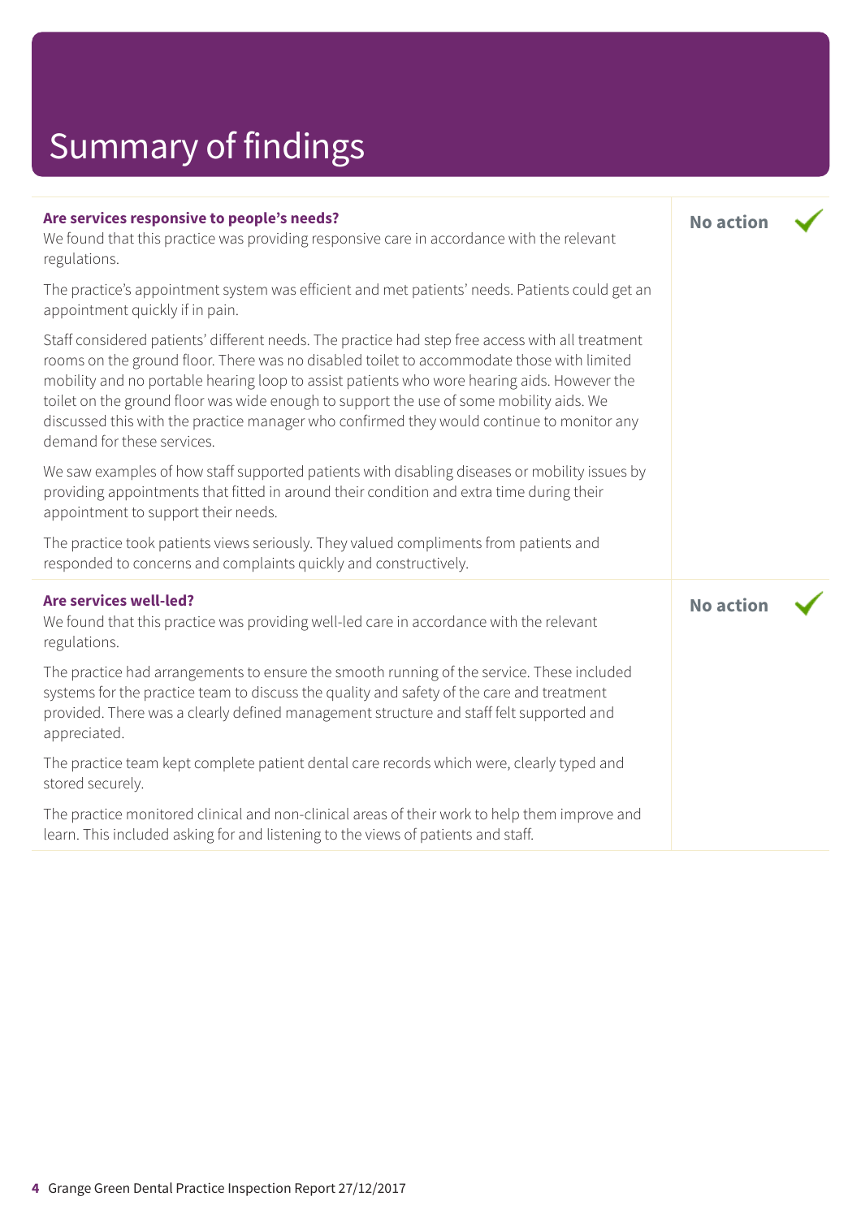# Summary of findings

| | |
|---|---|
| **Are services responsive to people's needs?**<br>We found that this practice was providing responsive care in accordance with the relevant regulations.<br><br>The practice's appointment system was efficient and met patients' needs. Patients could get an appointment quickly if in pain.<br><br>Staff considered patients' different needs. The practice had step free access with all treatment rooms on the ground floor. There was no disabled toilet to accommodate those with limited mobility and no portable hearing loop to assist patients who wore hearing aids. However the toilet on the ground floor was wide enough to support the use of some mobility aids. We discussed this with the practice manager who confirmed they would continue to monitor any demand for these services.<br><br>We saw examples of how staff supported patients with disabling diseases or mobility issues by providing appointments that fitted in around their condition and extra time during their appointment to support their needs.<br><br>The practice took patients views seriously. They valued compliments from patients and responded to concerns and complaints quickly and constructively. | **No action** ✓ |
| **Are services well-led?**<br>We found that this practice was providing well-led care in accordance with the relevant regulations.<br><br>The practice had arrangements to ensure the smooth running of the service. These included systems for the practice team to discuss the quality and safety of the care and treatment provided. There was a clearly defined management structure and staff felt supported and appreciated.<br><br>The practice team kept complete patient dental care records which were, clearly typed and stored securely.<br><br>The practice monitored clinical and non-clinical areas of their work to help them improve and learn. This included asking for and listening to the views of patients and staff. | **No action** ✓ |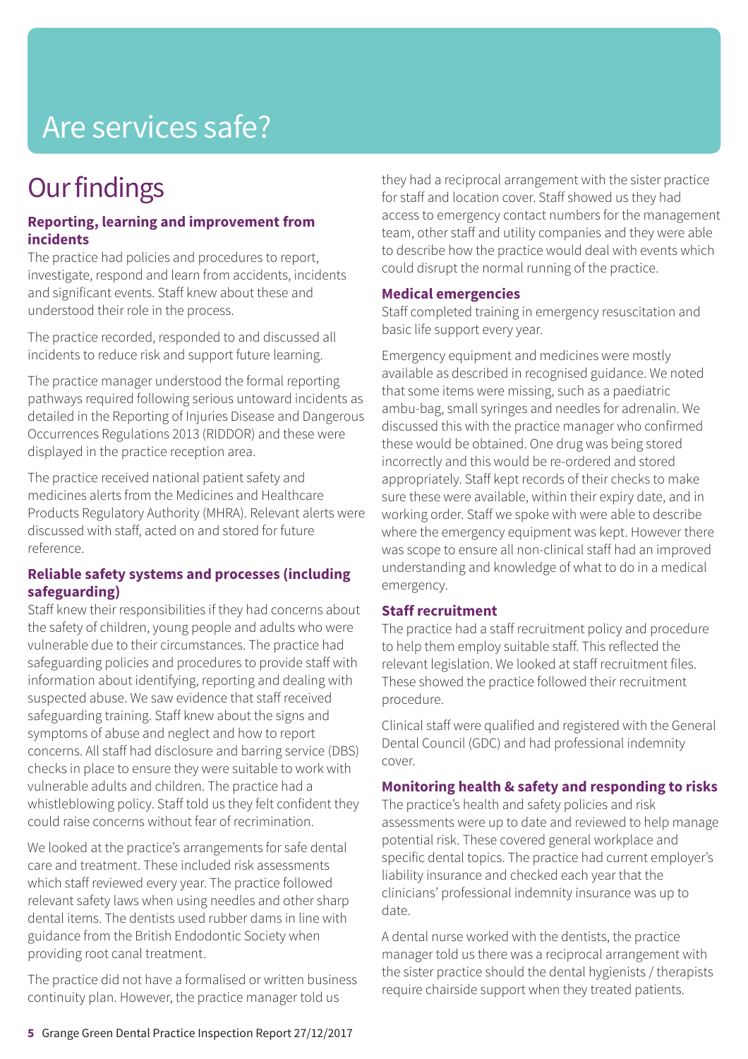# Are services safe?

## Our findings

### Reporting, learning and improvement from incidents

The practice had policies and procedures to report, investigate, respond and learn from accidents, incidents and significant events. Staff knew about these and understood their role in the process.

The practice recorded, responded to and discussed all incidents to reduce risk and support future learning.

The practice manager understood the formal reporting pathways required following serious untoward incidents as detailed in the Reporting of Injuries Disease and Dangerous Occurrences Regulations 2013 (RIDDOR) and these were displayed in the practice reception area.

The practice received national patient safety and medicines alerts from the Medicines and Healthcare Products Regulatory Authority (MHRA). Relevant alerts were discussed with staff, acted on and stored for future reference.

### Reliable safety systems and processes (including safeguarding)

Staff knew their responsibilities if they had concerns about the safety of children, young people and adults who were vulnerable due to their circumstances. The practice had safeguarding policies and procedures to provide staff with information about identifying, reporting and dealing with suspected abuse. We saw evidence that staff received safeguarding training. Staff knew about the signs and symptoms of abuse and neglect and how to report concerns. All staff had disclosure and barring service (DBS) checks in place to ensure they were suitable to work with vulnerable adults and children. The practice had a whistleblowing policy. Staff told us they felt confident they could raise concerns without fear of recrimination.

We looked at the practice's arrangements for safe dental care and treatment. These included risk assessments which staff reviewed every year. The practice followed relevant safety laws when using needles and other sharp dental items. The dentists used rubber dams in line with guidance from the British Endodontic Society when providing root canal treatment.

The practice did not have a formalised or written business continuity plan. However, the practice manager told us they had a reciprocal arrangement with the sister practice for staff and location cover. Staff showed us they had access to emergency contact numbers for the management team, other staff and utility companies and they were able to describe how the practice would deal with events which could disrupt the normal running of the practice.

### Medical emergencies

Staff completed training in emergency resuscitation and basic life support every year.

Emergency equipment and medicines were mostly available as described in recognised guidance. We noted that some items were missing, such as a paediatric ambu-bag, small syringes and needles for adrenalin. We discussed this with the practice manager who confirmed these would be obtained. One drug was being stored incorrectly and this would be re-ordered and stored appropriately. Staff kept records of their checks to make sure these were available, within their expiry date, and in working order. Staff we spoke with were able to describe where the emergency equipment was kept. However there was scope to ensure all non-clinical staff had an improved understanding and knowledge of what to do in a medical emergency.

### Staff recruitment

The practice had a staff recruitment policy and procedure to help them employ suitable staff. This reflected the relevant legislation. We looked at staff recruitment files. These showed the practice followed their recruitment procedure.

Clinical staff were qualified and registered with the General Dental Council (GDC) and had professional indemnity cover.

### Monitoring health & safety and responding to risks

The practice's health and safety policies and risk assessments were up to date and reviewed to help manage potential risk. These covered general workplace and specific dental topics. The practice had current employer's liability insurance and checked each year that the clinicians' professional indemnity insurance was up to date.

A dental nurse worked with the dentists, the practice manager told us there was a reciprocal arrangement with the sister practice should the dental hygienists / therapists require chairside support when they treated patients.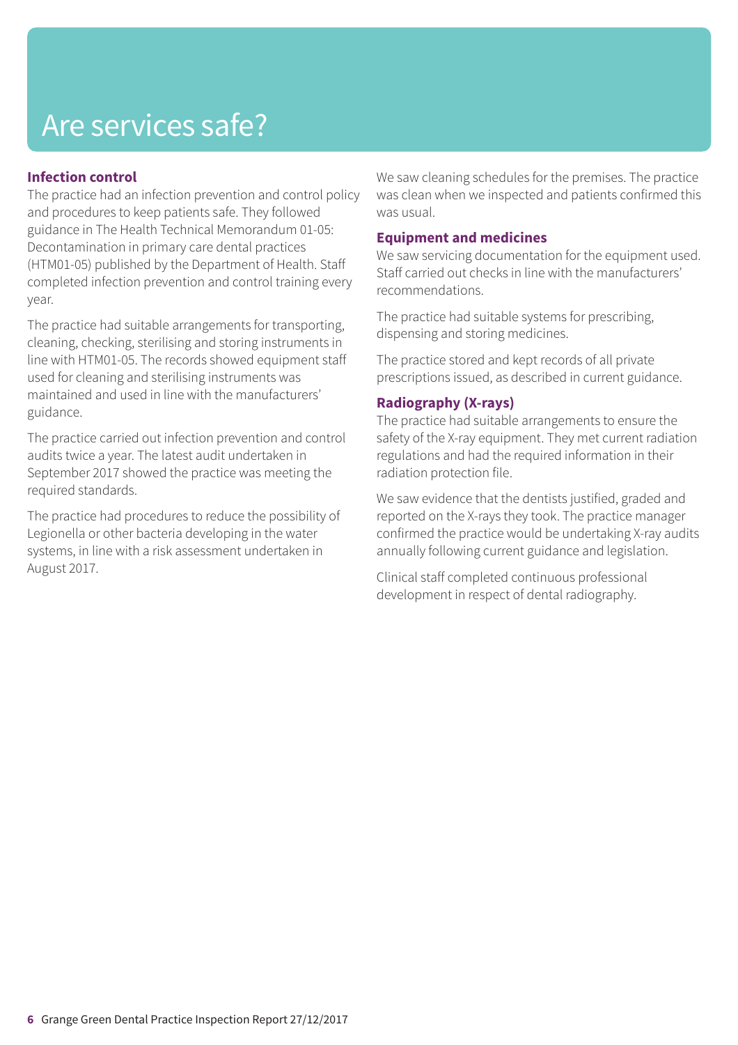# Are services safe?

### Infection control

The practice had an infection prevention and control policy and procedures to keep patients safe. They followed guidance in The Health Technical Memorandum 01-05: Decontamination in primary care dental practices (HTM01-05) published by the Department of Health. Staff completed infection prevention and control training every year.

The practice had suitable arrangements for transporting, cleaning, checking, sterilising and storing instruments in line with HTM01-05. The records showed equipment staff used for cleaning and sterilising instruments was maintained and used in line with the manufacturers' guidance.

The practice carried out infection prevention and control audits twice a year. The latest audit undertaken in September 2017 showed the practice was meeting the required standards.

The practice had procedures to reduce the possibility of Legionella or other bacteria developing in the water systems, in line with a risk assessment undertaken in August 2017.

We saw cleaning schedules for the premises. The practice was clean when we inspected and patients confirmed this was usual.

### Equipment and medicines

We saw servicing documentation for the equipment used. Staff carried out checks in line with the manufacturers' recommendations.

The practice had suitable systems for prescribing, dispensing and storing medicines.

The practice stored and kept records of all private prescriptions issued, as described in current guidance.

### Radiography (X-rays)

The practice had suitable arrangements to ensure the safety of the X-ray equipment. They met current radiation regulations and had the required information in their radiation protection file.

We saw evidence that the dentists justified, graded and reported on the X-rays they took. The practice manager confirmed the practice would be undertaking X-ray audits annually following current guidance and legislation.

Clinical staff completed continuous professional development in respect of dental radiography.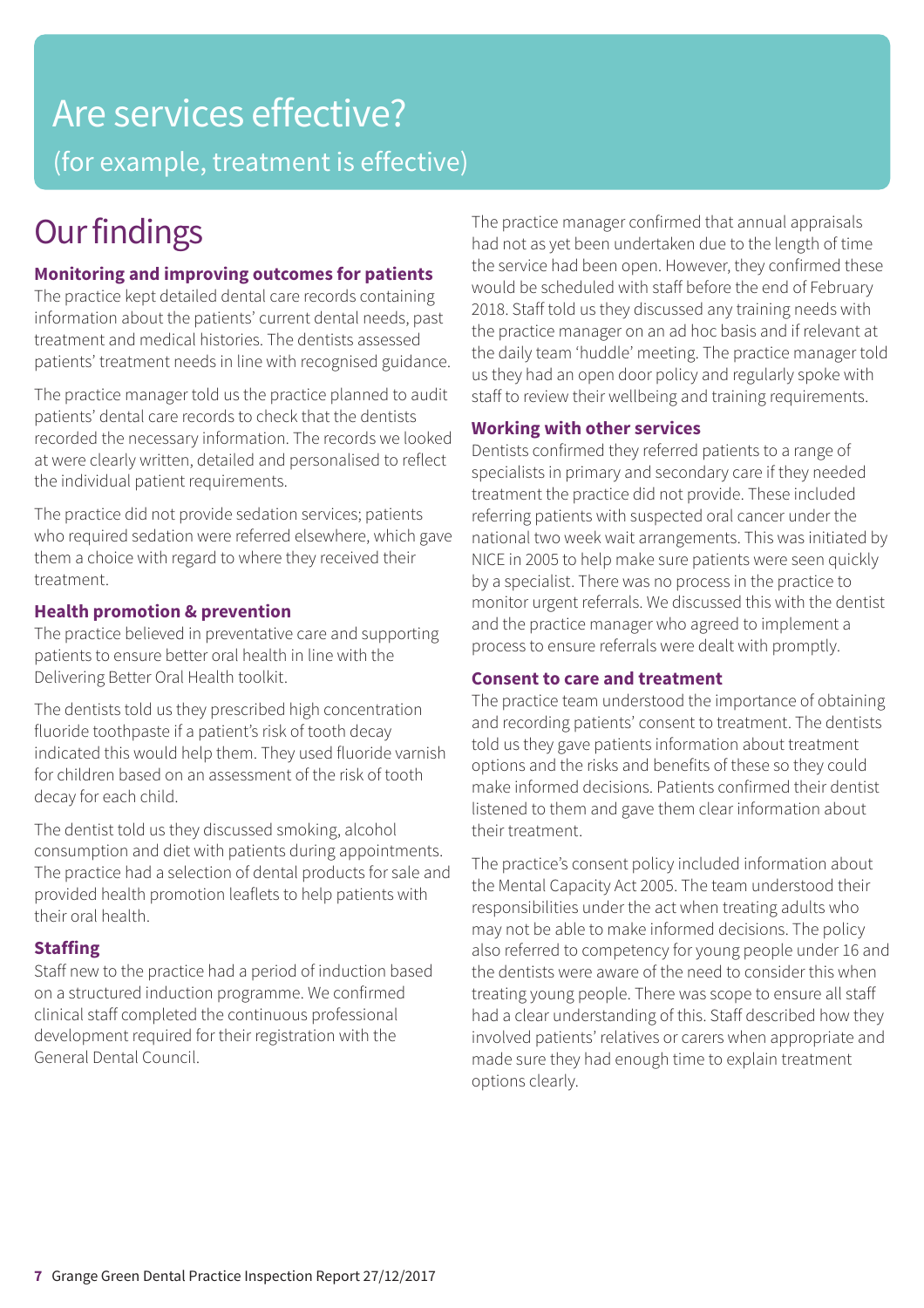# Are services effective?

(for example, treatment is effective)

## Our findings

### Monitoring and improving outcomes for patients

The practice kept detailed dental care records containing information about the patients' current dental needs, past treatment and medical histories. The dentists assessed patients' treatment needs in line with recognised guidance.

The practice manager told us the practice planned to audit patients' dental care records to check that the dentists recorded the necessary information. The records we looked at were clearly written, detailed and personalised to reflect the individual patient requirements.

The practice did not provide sedation services; patients who required sedation were referred elsewhere, which gave them a choice with regard to where they received their treatment.

### Health promotion & prevention

The practice believed in preventative care and supporting patients to ensure better oral health in line with the Delivering Better Oral Health toolkit.

The dentists told us they prescribed high concentration fluoride toothpaste if a patient's risk of tooth decay indicated this would help them. They used fluoride varnish for children based on an assessment of the risk of tooth decay for each child.

The dentist told us they discussed smoking, alcohol consumption and diet with patients during appointments. The practice had a selection of dental products for sale and provided health promotion leaflets to help patients with their oral health.

### Staffing

Staff new to the practice had a period of induction based on a structured induction programme. We confirmed clinical staff completed the continuous professional development required for their registration with the General Dental Council.

The practice manager confirmed that annual appraisals had not as yet been undertaken due to the length of time the service had been open. However, they confirmed these would be scheduled with staff before the end of February 2018. Staff told us they discussed any training needs with the practice manager on an ad hoc basis and if relevant at the daily team 'huddle' meeting. The practice manager told us they had an open door policy and regularly spoke with staff to review their wellbeing and training requirements.

### Working with other services

Dentists confirmed they referred patients to a range of specialists in primary and secondary care if they needed treatment the practice did not provide. These included referring patients with suspected oral cancer under the national two week wait arrangements. This was initiated by NICE in 2005 to help make sure patients were seen quickly by a specialist. There was no process in the practice to monitor urgent referrals. We discussed this with the dentist and the practice manager who agreed to implement a process to ensure referrals were dealt with promptly.

### Consent to care and treatment

The practice team understood the importance of obtaining and recording patients' consent to treatment. The dentists told us they gave patients information about treatment options and the risks and benefits of these so they could make informed decisions. Patients confirmed their dentist listened to them and gave them clear information about their treatment.

The practice's consent policy included information about the Mental Capacity Act 2005. The team understood their responsibilities under the act when treating adults who may not be able to make informed decisions. The policy also referred to competency for young people under 16 and the dentists were aware of the need to consider this when treating young people. There was scope to ensure all staff had a clear understanding of this. Staff described how they involved patients' relatives or carers when appropriate and made sure they had enough time to explain treatment options clearly.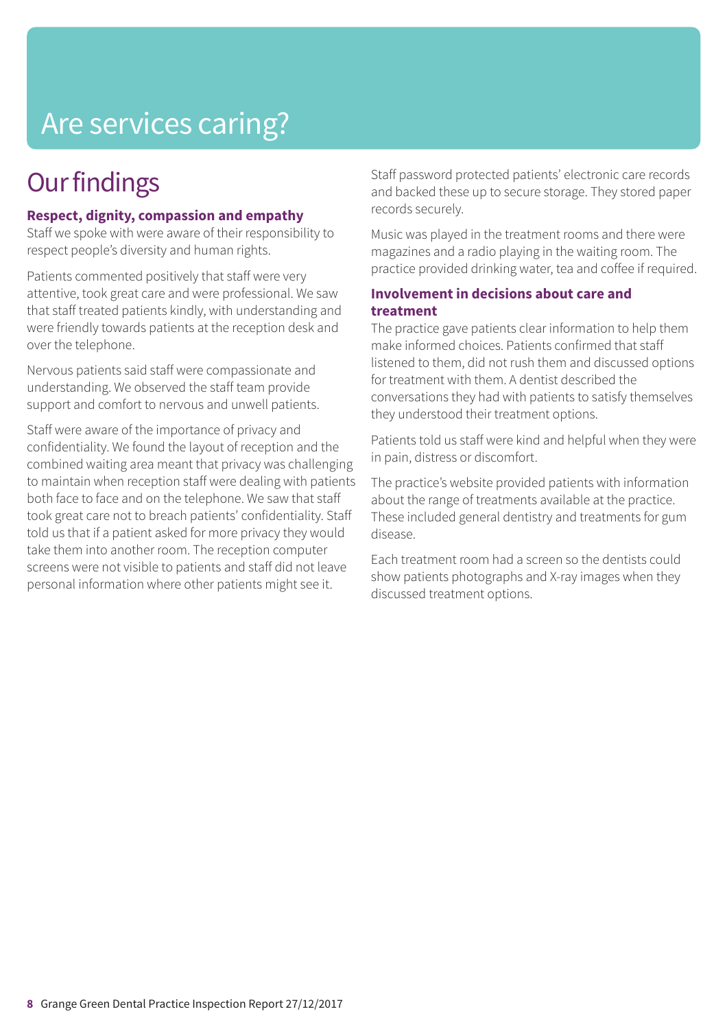# Are services caring?

## Our findings

### Respect, dignity, compassion and empathy

Staff we spoke with were aware of their responsibility to respect people's diversity and human rights.

Patients commented positively that staff were very attentive, took great care and were professional. We saw that staff treated patients kindly, with understanding and were friendly towards patients at the reception desk and over the telephone.

Nervous patients said staff were compassionate and understanding. We observed the staff team provide support and comfort to nervous and unwell patients.

Staff were aware of the importance of privacy and confidentiality. We found the layout of reception and the combined waiting area meant that privacy was challenging to maintain when reception staff were dealing with patients both face to face and on the telephone. We saw that staff took great care not to breach patients' confidentiality. Staff told us that if a patient asked for more privacy they would take them into another room. The reception computer screens were not visible to patients and staff did not leave personal information where other patients might see it.

Staff password protected patients' electronic care records and backed these up to secure storage. They stored paper records securely.

Music was played in the treatment rooms and there were magazines and a radio playing in the waiting room. The practice provided drinking water, tea and coffee if required.

### Involvement in decisions about care and treatment

The practice gave patients clear information to help them make informed choices. Patients confirmed that staff listened to them, did not rush them and discussed options for treatment with them. A dentist described the conversations they had with patients to satisfy themselves they understood their treatment options.

Patients told us staff were kind and helpful when they were in pain, distress or discomfort.

The practice's website provided patients with information about the range of treatments available at the practice. These included general dentistry and treatments for gum disease.

Each treatment room had a screen so the dentists could show patients photographs and X-ray images when they discussed treatment options.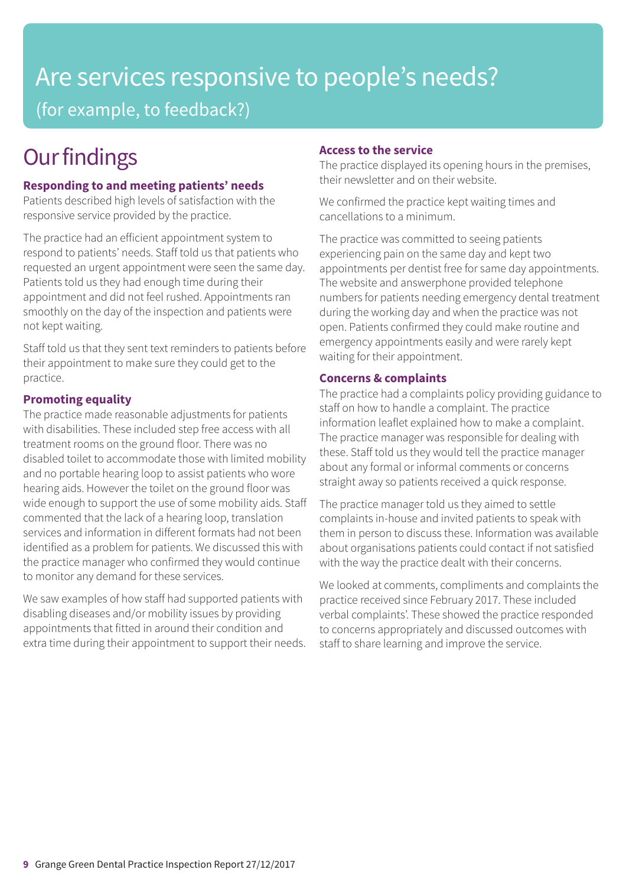# Are services responsive to people's needs?

(for example, to feedback?)

## Our findings

### Responding to and meeting patients' needs

Patients described high levels of satisfaction with the responsive service provided by the practice.

The practice had an efficient appointment system to respond to patients' needs. Staff told us that patients who requested an urgent appointment were seen the same day. Patients told us they had enough time during their appointment and did not feel rushed. Appointments ran smoothly on the day of the inspection and patients were not kept waiting.

Staff told us that they sent text reminders to patients before their appointment to make sure they could get to the practice.

### Promoting equality

The practice made reasonable adjustments for patients with disabilities. These included step free access with all treatment rooms on the ground floor. There was no disabled toilet to accommodate those with limited mobility and no portable hearing loop to assist patients who wore hearing aids. However the toilet on the ground floor was wide enough to support the use of some mobility aids. Staff commented that the lack of a hearing loop, translation services and information in different formats had not been identified as a problem for patients. We discussed this with the practice manager who confirmed they would continue to monitor any demand for these services.

We saw examples of how staff had supported patients with disabling diseases and/or mobility issues by providing appointments that fitted in around their condition and extra time during their appointment to support their needs.

### Access to the service

The practice displayed its opening hours in the premises, their newsletter and on their website.

We confirmed the practice kept waiting times and cancellations to a minimum.

The practice was committed to seeing patients experiencing pain on the same day and kept two appointments per dentist free for same day appointments. The website and answerphone provided telephone numbers for patients needing emergency dental treatment during the working day and when the practice was not open. Patients confirmed they could make routine and emergency appointments easily and were rarely kept waiting for their appointment.

### Concerns & complaints

The practice had a complaints policy providing guidance to staff on how to handle a complaint. The practice information leaflet explained how to make a complaint. The practice manager was responsible for dealing with these. Staff told us they would tell the practice manager about any formal or informal comments or concerns straight away so patients received a quick response.

The practice manager told us they aimed to settle complaints in-house and invited patients to speak with them in person to discuss these. Information was available about organisations patients could contact if not satisfied with the way the practice dealt with their concerns.

We looked at comments, compliments and complaints the practice received since February 2017. These included verbal complaints'. These showed the practice responded to concerns appropriately and discussed outcomes with staff to share learning and improve the service.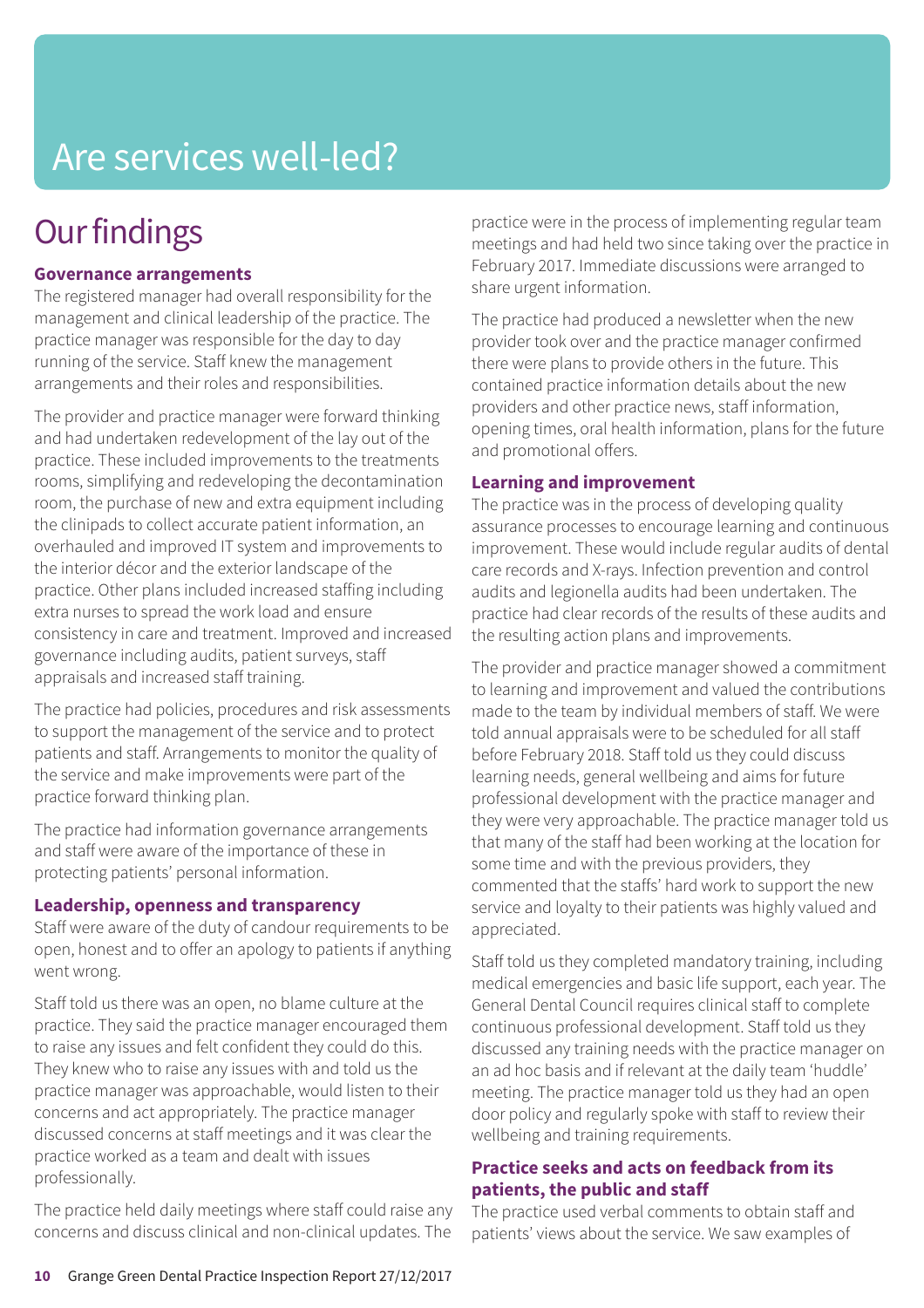# Are services well-led?

## Our findings

### Governance arrangements

The registered manager had overall responsibility for the management and clinical leadership of the practice. The practice manager was responsible for the day to day running of the service. Staff knew the management arrangements and their roles and responsibilities.

The provider and practice manager were forward thinking and had undertaken redevelopment of the lay out of the practice. These included improvements to the treatments rooms, simplifying and redeveloping the decontamination room, the purchase of new and extra equipment including the clinipads to collect accurate patient information, an overhauled and improved IT system and improvements to the interior décor and the exterior landscape of the practice. Other plans included increased staffing including extra nurses to spread the work load and ensure consistency in care and treatment. Improved and increased governance including audits, patient surveys, staff appraisals and increased staff training.

The practice had policies, procedures and risk assessments to support the management of the service and to protect patients and staff. Arrangements to monitor the quality of the service and make improvements were part of the practice forward thinking plan.

The practice had information governance arrangements and staff were aware of the importance of these in protecting patients' personal information.

### Leadership, openness and transparency

Staff were aware of the duty of candour requirements to be open, honest and to offer an apology to patients if anything went wrong.

Staff told us there was an open, no blame culture at the practice. They said the practice manager encouraged them to raise any issues and felt confident they could do this. They knew who to raise any issues with and told us the practice manager was approachable, would listen to their concerns and act appropriately. The practice manager discussed concerns at staff meetings and it was clear the practice worked as a team and dealt with issues professionally.

The practice held daily meetings where staff could raise any concerns and discuss clinical and non-clinical updates. The practice were in the process of implementing regular team meetings and had held two since taking over the practice in February 2017. Immediate discussions were arranged to share urgent information.

The practice had produced a newsletter when the new provider took over and the practice manager confirmed there were plans to provide others in the future. This contained practice information details about the new providers and other practice news, staff information, opening times, oral health information, plans for the future and promotional offers.

### Learning and improvement

The practice was in the process of developing quality assurance processes to encourage learning and continuous improvement. These would include regular audits of dental care records and X-rays. Infection prevention and control audits and legionella audits had been undertaken. The practice had clear records of the results of these audits and the resulting action plans and improvements.

The provider and practice manager showed a commitment to learning and improvement and valued the contributions made to the team by individual members of staff. We were told annual appraisals were to be scheduled for all staff before February 2018. Staff told us they could discuss learning needs, general wellbeing and aims for future professional development with the practice manager and they were very approachable. The practice manager told us that many of the staff had been working at the location for some time and with the previous providers, they commented that the staffs' hard work to support the new service and loyalty to their patients was highly valued and appreciated.

Staff told us they completed mandatory training, including medical emergencies and basic life support, each year. The General Dental Council requires clinical staff to complete continuous professional development. Staff told us they discussed any training needs with the practice manager on an ad hoc basis and if relevant at the daily team 'huddle' meeting. The practice manager told us they had an open door policy and regularly spoke with staff to review their wellbeing and training requirements.

### Practice seeks and acts on feedback from its patients, the public and staff

The practice used verbal comments to obtain staff and patients' views about the service. We saw examples of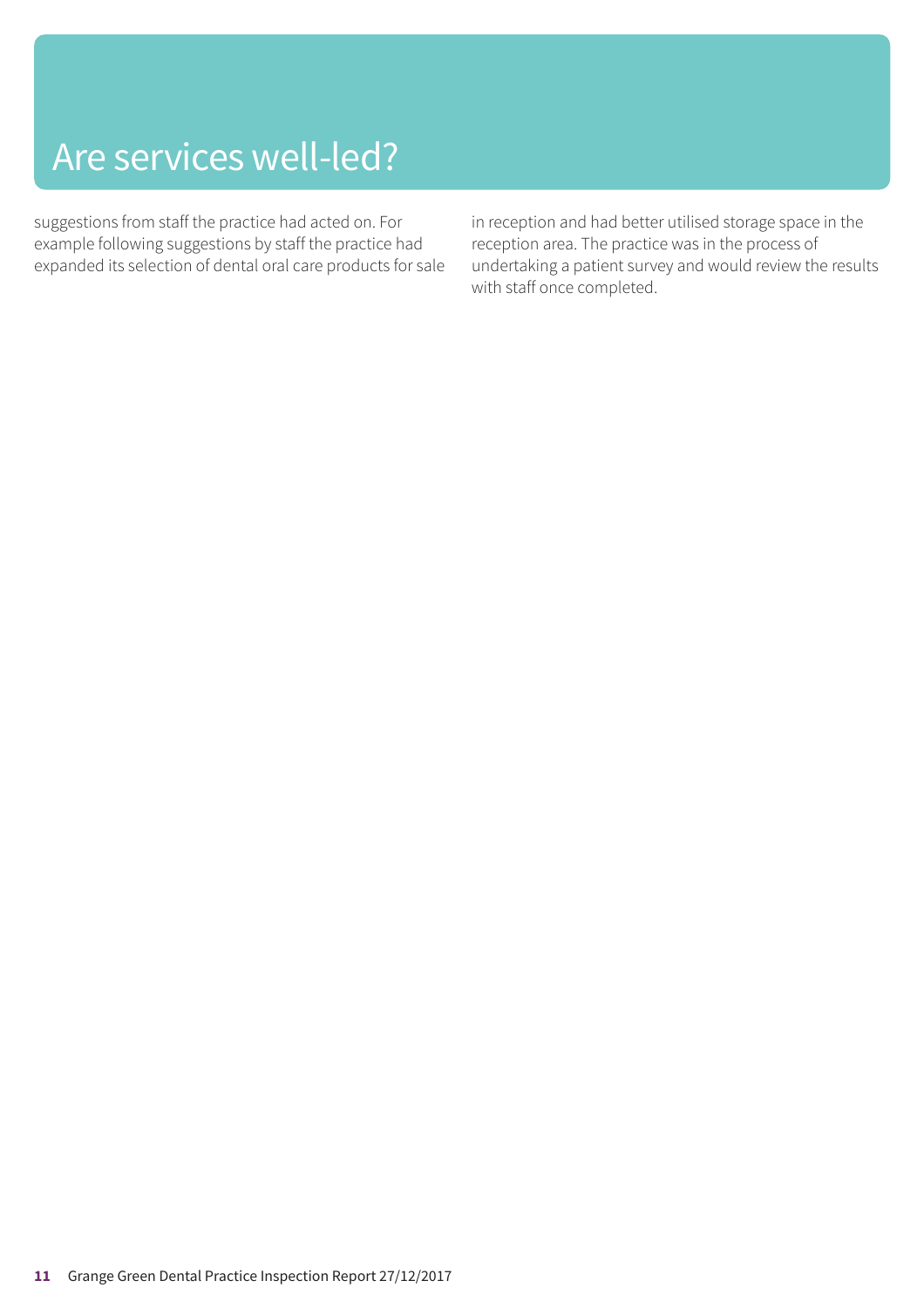# Are services well-led?

suggestions from staff the practice had acted on. For example following suggestions by staff the practice had expanded its selection of dental oral care products for sale in reception and had better utilised storage space in the reception area. The practice was in the process of undertaking a patient survey and would review the results with staff once completed.